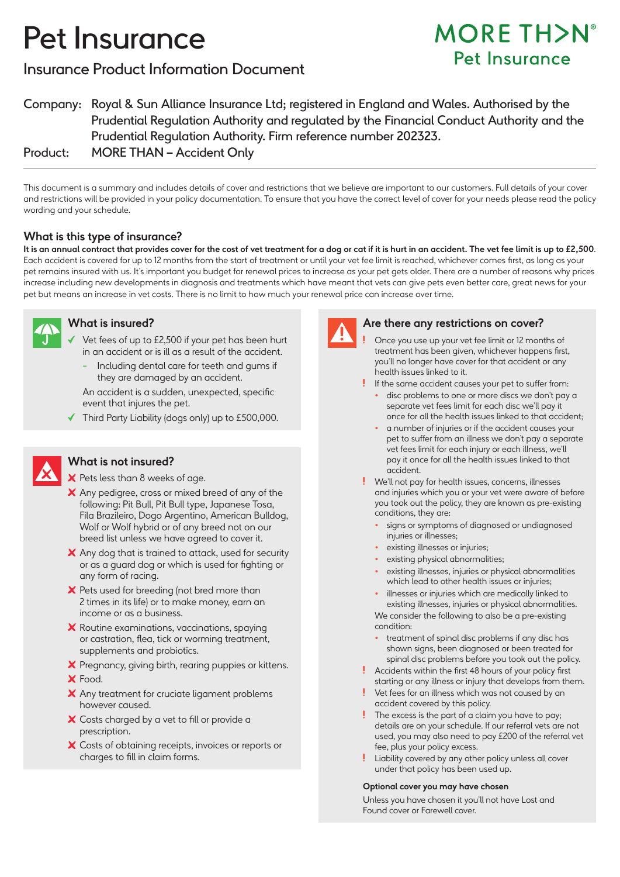# Pet Insurance

## Insurance Product Information Document

MORE TH>N® Pet Insurance

Company: Royal & Sun Alliance Insurance Ltd; registered in England and Wales. Authorised by the Prudential Regulation Authority and regulated by the Financial Conduct Authority and the Prudential Regulation Authority. Firm reference number 202323.

Product: MORE THAN – Accident Only

This document is a summary and includes details of cover and restrictions that we believe are important to our customers. Full details of your cover and restrictions will be provided in your policy documentation. To ensure that you have the correct level of cover for your needs please read the policy wording and your schedule.

### What is this type of insurance?

**It is an annual contract that provides cover for the cost of vet treatment for a dog or cat if it is hurt in an accident. The vet fee limit is up to £2,500**. Each accident is covered for up to 12 months from the start of treatment or until your vet fee limit is reached, whichever comes first, as long as your pet remains insured with us. It's important you budget for renewal prices to increase as your pet gets older. There are a number of reasons why prices increase including new developments in diagnosis and treatments which have meant that vets can give pets even better care, great news for your pet but means an increase in vet costs. There is no limit to how much your renewal price can increase over time.

### What is insured?

- ✓ Vet fees of up to £2,500 if your pet has been hurt in an accident or is ill as a result of the accident.
  - Including dental care for teeth and gums if they are damaged by an accident.

  An accident is a sudden, unexpected, specific event that injures the pet.
- ✓ Third Party Liability (dogs only) up to £500,000.

### What is not insured?

- ✗ Pets less than 8 weeks of age.
- ✗ Any pedigree, cross or mixed breed of any of the following: Pit Bull, Pit Bull type, Japanese Tosa, Fila Brazileiro, Dogo Argentino, American Bulldog, Wolf or Wolf hybrid or of any breed not on our breed list unless we have agreed to cover it.
- ✗ Any dog that is trained to attack, used for security or as a guard dog or which is used for fighting or any form of racing.
- ✗ Pets used for breeding (not bred more than 2 times in its life) or to make money, earn an income or as a business.
- ✗ Routine examinations, vaccinations, spaying or castration, flea, tick or worming treatment, supplements and probiotics.
- ✗ Pregnancy, giving birth, rearing puppies or kittens.
- ✗ Food.
- ✗ Any treatment for cruciate ligament problems however caused.
- ✗ Costs charged by a vet to fill or provide a prescription.
- ✗ Costs of obtaining receipts, invoices or reports or charges to fill in claim forms.

### Are there any restrictions on cover?

- ! Once you use up your vet fee limit or 12 months of treatment has been given, whichever happens first, you'll no longer have cover for that accident or any health issues linked to it.
- ! If the same accident causes your pet to suffer from:
  - disc problems to one or more discs we don't pay a separate vet fees limit for each disc we'll pay it once for all the health issues linked to that accident;
  - a number of injuries or if the accident causes your pet to suffer from an illness we don't pay a separate vet fees limit for each injury or each illness, we'll pay it once for all the health issues linked to that accident.
- ! We'll not pay for health issues, concerns, illnesses and injuries which you or your vet were aware of before you took out the policy, they are known as pre-existing conditions, they are:
  - signs or symptoms of diagnosed or undiagnosed injuries or illnesses;
  - existing illnesses or injuries;
  - existing physical abnormalities;
  - existing illnesses, injuries or physical abnormalities which lead to other health issues or injuries;
  - illnesses or injuries which are medically linked to existing illnesses, injuries or physical abnormalities.

  We consider the following to also be a pre-existing condition:
  - treatment of spinal disc problems if any disc has shown signs, been diagnosed or been treated for spinal disc problems before you took out the policy.
- ! Accidents within the first 48 hours of your policy first starting or any illness or injury that develops from them.
- ! Vet fees for an illness which was not caused by an accident covered by this policy.
- ! The excess is the part of a claim you have to pay; details are on your schedule. If our referral vets are not used, you may also need to pay £200 of the referral vet fee, plus your policy excess.
- ! Liability covered by any other policy unless all cover under that policy has been used up.

**Optional cover you may have chosen**

Unless you have chosen it you'll not have Lost and Found cover or Farewell cover.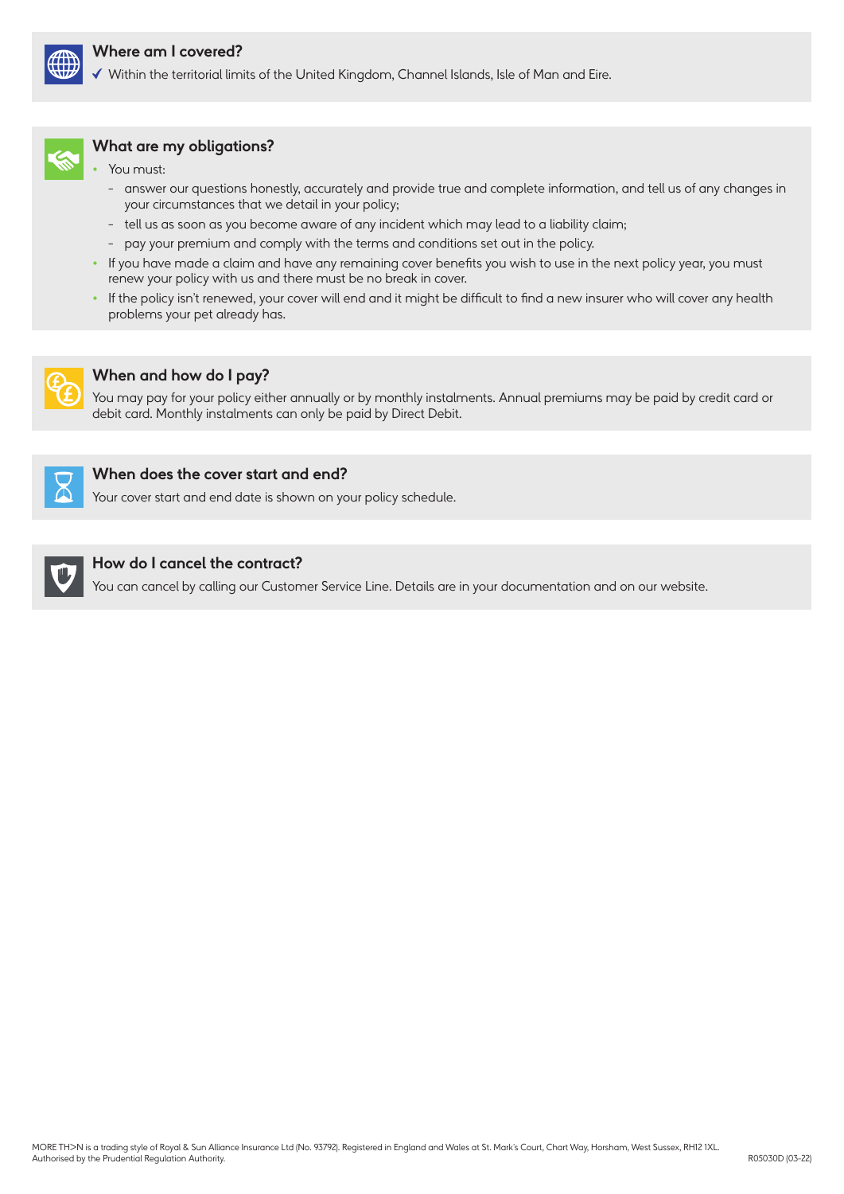## Where am I covered?

✓ Within the territorial limits of the United Kingdom, Channel Islands, Isle of Man and Eire.

## What are my obligations?

- You must:
  - answer our questions honestly, accurately and provide true and complete information, and tell us of any changes in your circumstances that we detail in your policy;
  - tell us as soon as you become aware of any incident which may lead to a liability claim;
  - pay your premium and comply with the terms and conditions set out in the policy.
- If you have made a claim and have any remaining cover benefits you wish to use in the next policy year, you must renew your policy with us and there must be no break in cover.
- If the policy isn't renewed, your cover will end and it might be difficult to find a new insurer who will cover any health problems your pet already has.

## When and how do I pay?

You may pay for your policy either annually or by monthly instalments. Annual premiums may be paid by credit card or debit card. Monthly instalments can only be paid by Direct Debit.

## When does the cover start and end?

Your cover start and end date is shown on your policy schedule.

## How do I cancel the contract?

You can cancel by calling our Customer Service Line. Details are in your documentation and on our website.

MORE TH>N is a trading style of Royal & Sun Alliance Insurance Ltd (No. 93792). Registered in England and Wales at St. Mark's Court, Chart Way, Horsham, West Sussex, RH12 1XL. Authorised by the Prudential Regulation Authority.

R05030D (03-22)